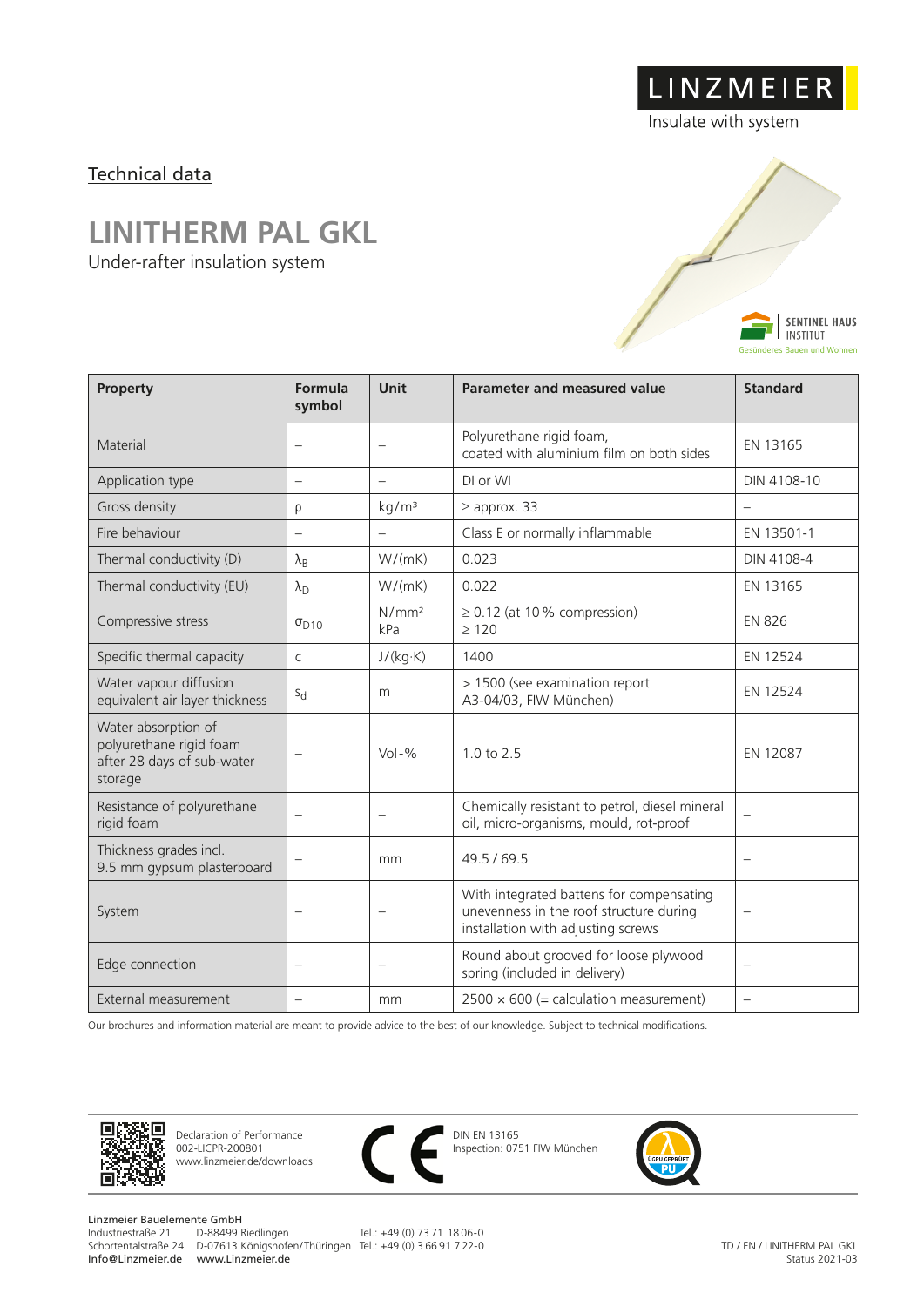LINZMEIER

Insulate with system

Technical data

# LINITHERM PAL GKL

Under-rafter insulation system

SENTINEL HAUS INSTITUT

Gesünderes Bauen und Wohnen

| Property | Formula symbol | Unit | Parameter and measured value | Standard |
|---|---|---|---|---|
| Material | – | – | Polyurethane rigid foam, coated with aluminium film on both sides | EN 13165 |
| Application type | – | – | DI or WI | DIN 4108-10 |
| Gross density | $\rho$ | kg/m³ | ≥ approx. 33 | – |
| Fire behaviour | – | – | Class E or normally inflammable | EN 13501-1 |
| Thermal conductivity (D) | $\lambda_B$ | W/(mK) | 0.023 | DIN 4108-4 |
| Thermal conductivity (EU) | $\lambda_D$ | W/(mK) | 0.022 | EN 13165 |
| Compressive stress | $\sigma_{D10}$ | N/mm² kPa | ≥ 0.12 (at 10 % compression) ≥ 120 | EN 826 |
| Specific thermal capacity | c | J/(kg·K) | 1400 | EN 12524 |
| Water vapour diffusion equivalent air layer thickness | $s_d$ | m | > 1500 (see examination report A3-04/03, FIW München) | EN 12524 |
| Water absorption of polyurethane rigid foam after 28 days of sub-water storage | – | Vol-% | 1.0 to 2.5 | EN 12087 |
| Resistance of polyurethane rigid foam | – | – | Chemically resistant to petrol, diesel mineral oil, micro-organisms, mould, rot-proof | – |
| Thickness grades incl. 9.5 mm gypsum plasterboard | – | mm | 49.5 / 69.5 | – |
| System | – | – | With integrated battens for compensating unevenness in the roof structure during installation with adjusting screws | – |
| Edge connection | – | – | Round about grooved for loose plywood spring (included in delivery) | – |
| External measurement | – | mm | 2500 × 600 (= calculation measurement) | – |

Our brochures and information material are meant to provide advice to the best of our knowledge. Subject to technical modifications.

Declaration of Performance
002-LICPR-200801
www.linzmeier.de/downloads

CE

DIN EN 13165
Inspection: 0751 FIW München

ÜGPU GEPRÜFT PU

Linzmeier Bauelemente GmbH
Industriestraße 21 D-88499 Riedlingen Tel.: +49 (0) 73 71 18 06-0
Schortentalstraße 24 D-07613 Königshofen/Thüringen Tel.: +49 (0) 3 66 91 7 22-0
Info@Linzmeier.de www.Linzmeier.de

TD / EN / LINITHERM PAL GKL
Status 2021-03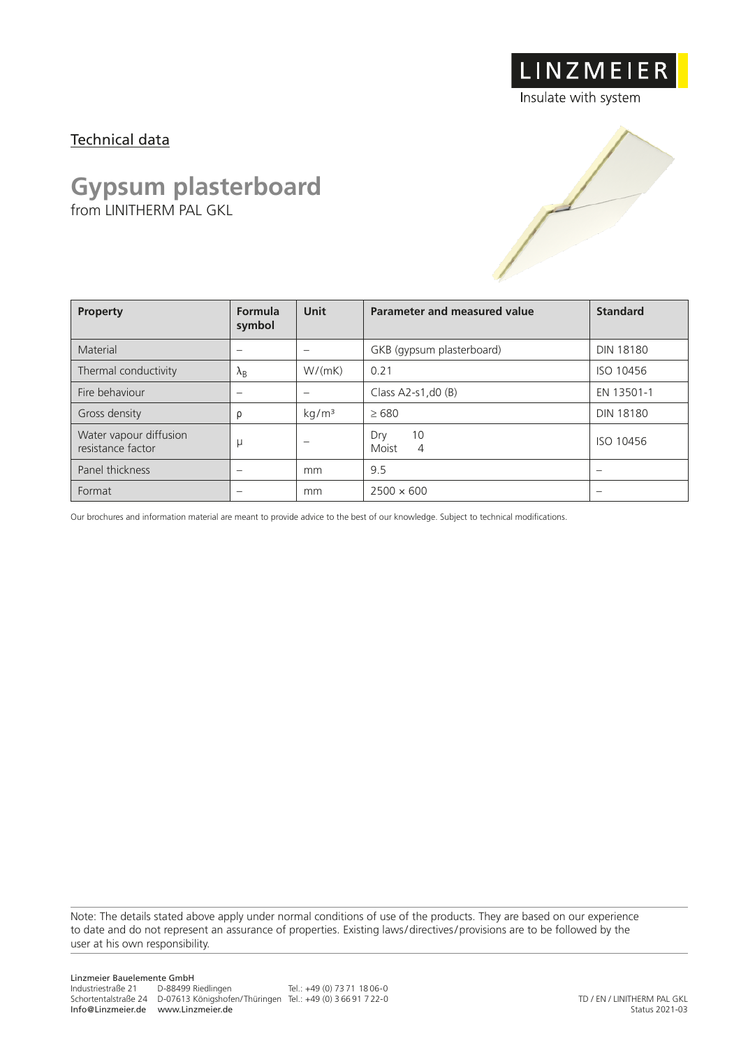LINZMEIER

Insulate with system

Technical data

# Gypsum plasterboard

from LINITHERM PAL GKL

| Property | Formula symbol | Unit | Parameter and measured value | Standard |
|---|---|---|---|---|
| Material | – | – | GKB (gypsum plasterboard) | DIN 18180 |
| Thermal conductivity | $\lambda_B$ | W/(mK) | 0.21 | ISO 10456 |
| Fire behaviour | – | – | Class A2-s1,d0 (B) | EN 13501-1 |
| Gross density | ρ | kg/m³ | ≥ 680 | DIN 18180 |
| Water vapour diffusion resistance factor | μ | – | Dry 10<br>Moist 4 | ISO 10456 |
| Panel thickness | – | mm | 9.5 | – |
| Format | – | mm | 2500 × 600 | – |

Our brochures and information material are meant to provide advice to the best of our knowledge. Subject to technical modifications.

Note: The details stated above apply under normal conditions of use of the products. They are based on our experience to date and do not represent an assurance of properties. Existing laws/directives/provisions are to be followed by the user at his own responsibility.

Linzmeier Bauelemente GmbH
Industriestraße 21 D-88499 Riedlingen Tel.: +49 (0) 73 71 18 06-0
Schortentalstraße 24 D-07613 Königshofen/Thüringen Tel.: +49 (0) 3 66 91 7 22-0
Info@Linzmeier.de www.Linzmeier.de

TD / EN / LINITHERM PAL GKL
Status 2021-03